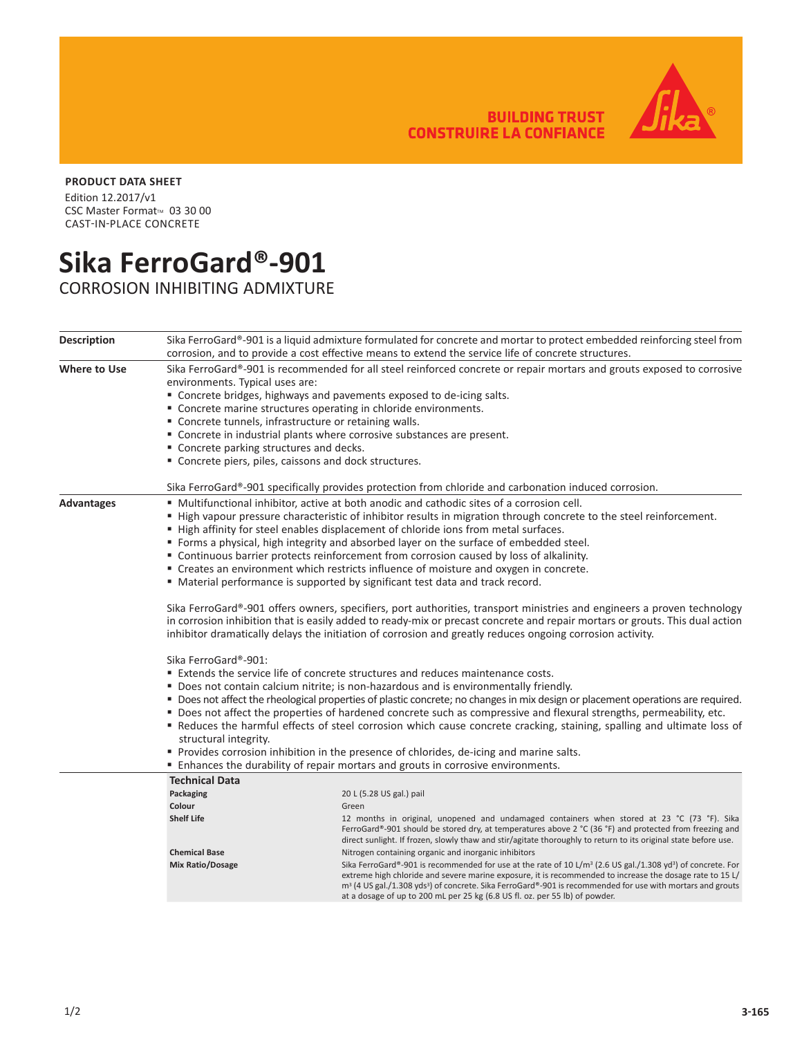BUILDING TRUST
CONSTRUIRE LA CONFIANCE

**PRODUCT DATA SHEET**

Edition 12.2017/v1
CSC Master Format™ 03 30 00
CAST-IN-PLACE CONCRETE

# Sika FerroGard®-901

## CORROSION INHIBITING ADMIXTURE

### Description

Sika FerroGard®-901 is a liquid admixture formulated for concrete and mortar to protect embedded reinforcing steel from corrosion, and to provide a cost effective means to extend the service life of concrete structures.

### Where to Use

Sika FerroGard®-901 is recommended for all steel reinforced concrete or repair mortars and grouts exposed to corrosive environments. Typical uses are:

- Concrete bridges, highways and pavements exposed to de-icing salts.
- Concrete marine structures operating in chloride environments.
- Concrete tunnels, infrastructure or retaining walls.
- Concrete in industrial plants where corrosive substances are present.
- Concrete parking structures and decks.
- Concrete piers, piles, caissons and dock structures.

Sika FerroGard®-901 specifically provides protection from chloride and carbonation induced corrosion.

### Advantages

- Multifunctional inhibitor, active at both anodic and cathodic sites of a corrosion cell.
- High vapour pressure characteristic of inhibitor results in migration through concrete to the steel reinforcement.
- High affinity for steel enables displacement of chloride ions from metal surfaces.
- Forms a physical, high integrity and absorbed layer on the surface of embedded steel.
- Continuous barrier protects reinforcement from corrosion caused by loss of alkalinity.
- Creates an environment which restricts influence of moisture and oxygen in concrete.
- Material performance is supported by significant test data and track record.

Sika FerroGard®-901 offers owners, specifiers, port authorities, transport ministries and engineers a proven technology in corrosion inhibition that is easily added to ready-mix or precast concrete and repair mortars or grouts. This dual action inhibitor dramatically delays the initiation of corrosion and greatly reduces ongoing corrosion activity.

Sika FerroGard®-901:

- Extends the service life of concrete structures and reduces maintenance costs.
- Does not contain calcium nitrite; is non-hazardous and is environmentally friendly.
- Does not affect the rheological properties of plastic concrete; no changes in mix design or placement operations are required.
- Does not affect the properties of hardened concrete such as compressive and flexural strengths, permeability, etc.
- Reduces the harmful effects of steel corrosion which cause concrete cracking, staining, spalling and ultimate loss of structural integrity.
- Provides corrosion inhibition in the presence of chlorides, de-icing and marine salts.
- Enhances the durability of repair mortars and grouts in corrosive environments.

### Technical Data

| | |
|---|---|
| **Packaging** | 20 L (5.28 US gal.) pail |
| **Colour** | Green |
| **Shelf Life** | 12 months in original, unopened and undamaged containers when stored at 23 °C (73 °F). Sika FerroGard®-901 should be stored dry, at temperatures above 2 °C (36 °F) and protected from freezing and direct sunlight. If frozen, slowly thaw and stir/agitate thoroughly to return to its original state before use. |
| **Chemical Base** | Nitrogen containing organic and inorganic inhibitors |
| **Mix Ratio/Dosage** | Sika FerroGard®-901 is recommended for use at the rate of 10 L/m³ (2.6 US gal./1.308 yd³) of concrete. For extreme high chloride and severe marine exposure, it is recommended to increase the dosage rate to 15 L/m³ (4 US gal./1.308 yds³) of concrete. Sika FerroGard®-901 is recommended for use with mortars and grouts at a dosage of up to 200 mL per 25 kg (6.8 US fl. oz. per 55 lb) of powder. |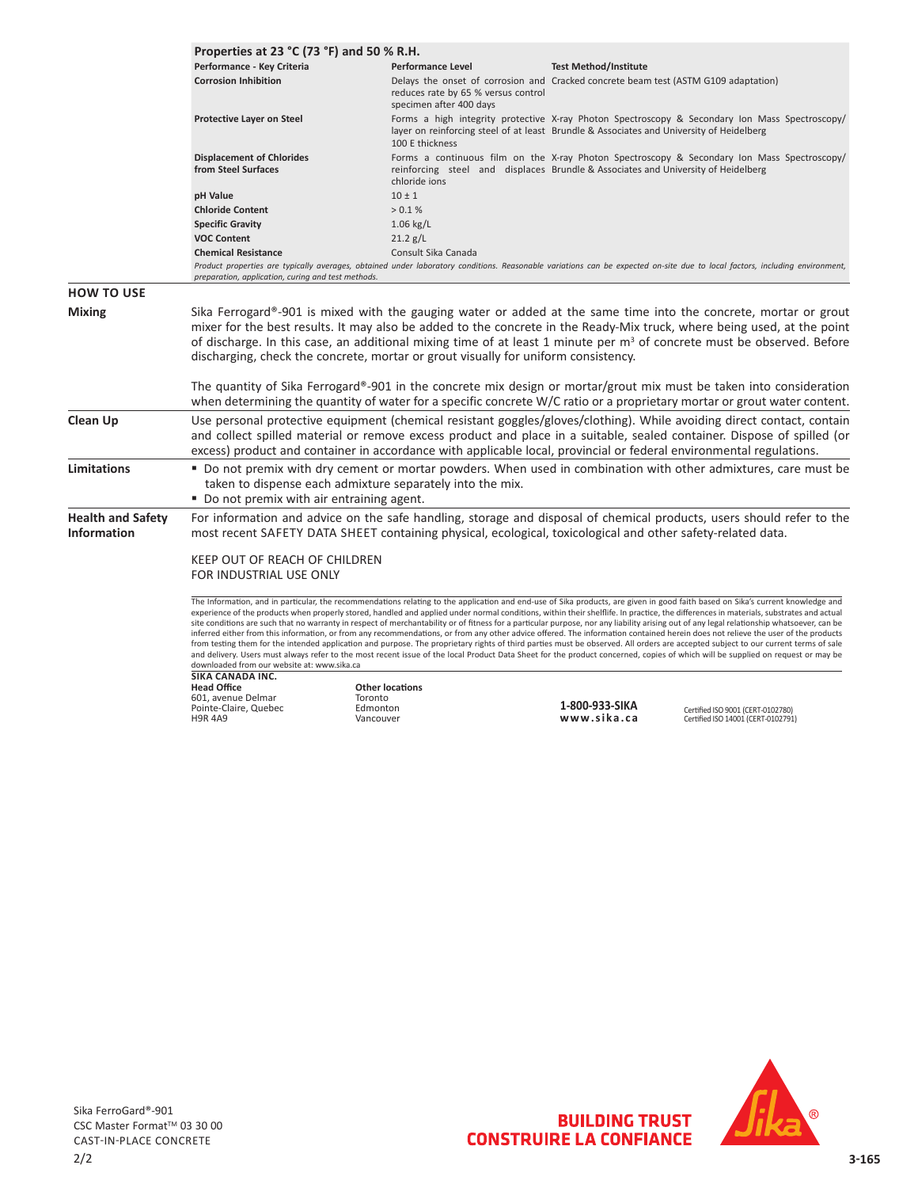**Properties at 23 °C (73 °F) and 50 % R.H.**

| Performance - Key Criteria | Performance Level | Test Method/Institute |
|---|---|---|
| **Corrosion Inhibition** | Delays the onset of corrosion and reduces rate by 65 % versus control specimen after 400 days | Cracked concrete beam test (ASTM G109 adaptation) |
| **Protective Layer on Steel** | Forms a high integrity protective layer on reinforcing steel of at least 100 E thickness | X-ray Photon Spectroscopy & Secondary Ion Mass Spectroscopy/ Brundle & Associates and University of Heidelberg |
| **Displacement of Chlorides from Steel Surfaces** | Forms a continuous film on the reinforcing steel and displaces chloride ions | X-ray Photon Spectroscopy & Secondary Ion Mass Spectroscopy/ Brundle & Associates and University of Heidelberg |
| **pH Value** | 10 ± 1 | |
| **Chloride Content** | > 0.1 % | |
| **Specific Gravity** | 1.06 kg/L | |
| **VOC Content** | 21.2 g/L | |
| **Chemical Resistance** | Consult Sika Canada | |

*Product properties are typically averages, obtained under laboratory conditions. Reasonable variations can be expected on-site due to local factors, including environment, preparation, application, curing and test methods.*

## HOW TO USE

### Mixing

Sika Ferrogard®-901 is mixed with the gauging water or added at the same time into the concrete, mortar or grout mixer for the best results. It may also be added to the concrete in the Ready-Mix truck, where being used, at the point of discharge. In this case, an additional mixing time of at least 1 minute per m³ of concrete must be observed. Before discharging, check the concrete, mortar or grout visually for uniform consistency.

The quantity of Sika Ferrogard®-901 in the concrete mix design or mortar/grout mix must be taken into consideration when determining the quantity of water for a specific concrete W/C ratio or a proprietary mortar or grout water content.

### Clean Up

Use personal protective equipment (chemical resistant goggles/gloves/clothing). While avoiding direct contact, contain and collect spilled material or remove excess product and place in a suitable, sealed container. Dispose of spilled (or excess) product and container in accordance with applicable local, provincial or federal environmental regulations.

### Limitations

- Do not premix with dry cement or mortar powders. When used in combination with other admixtures, care must be taken to dispense each admixture separately into the mix.
- Do not premix with air entraining agent.

### Health and Safety Information

For information and advice on the safe handling, storage and disposal of chemical products, users should refer to the most recent SAFETY DATA SHEET containing physical, ecological, toxicological and other safety-related data.

KEEP OUT OF REACH OF CHILDREN
FOR INDUSTRIAL USE ONLY

The Information, and in particular, the recommendations relating to the application and end-use of Sika products, are given in good faith based on Sika's current knowledge and experience of the products when properly stored, handled and applied under normal conditions, within their shelflife. In practice, the differences in materials, substrates and actual site conditions are such that no warranty in respect of merchantability or of fitness for a particular purpose, nor any liability arising out of any legal relationship whatsoever, can be inferred either from this information, or from any recommendations, or from any other advice offered. The information contained herein does not relieve the user of the products from testing them for the intended application and purpose. The proprietary rights of third parties must be observed. All orders are accepted subject to our current terms of sale and delivery. Users must always refer to the most recent issue of the local Product Data Sheet for the product concerned, copies of which will be supplied on request or may be downloaded from our website at: www.sika.ca

**SIKA CANADA INC.**
**Head Office**
601, avenue Delmar
Pointe-Claire, Quebec
H9R 4A9

**Other locations**
Toronto
Edmonton
Vancouver

**1-800-933-SIKA**
**www.sika.ca**

Certified ISO 9001 (CERT-0102780)
Certified ISO 14001 (CERT-0102791)

Sika FerroGard®-901
CSC Master Format™ 03 30 00
CAST-IN-PLACE CONCRETE

BUILDING TRUST
CONSTRUIRE LA CONFIANCE